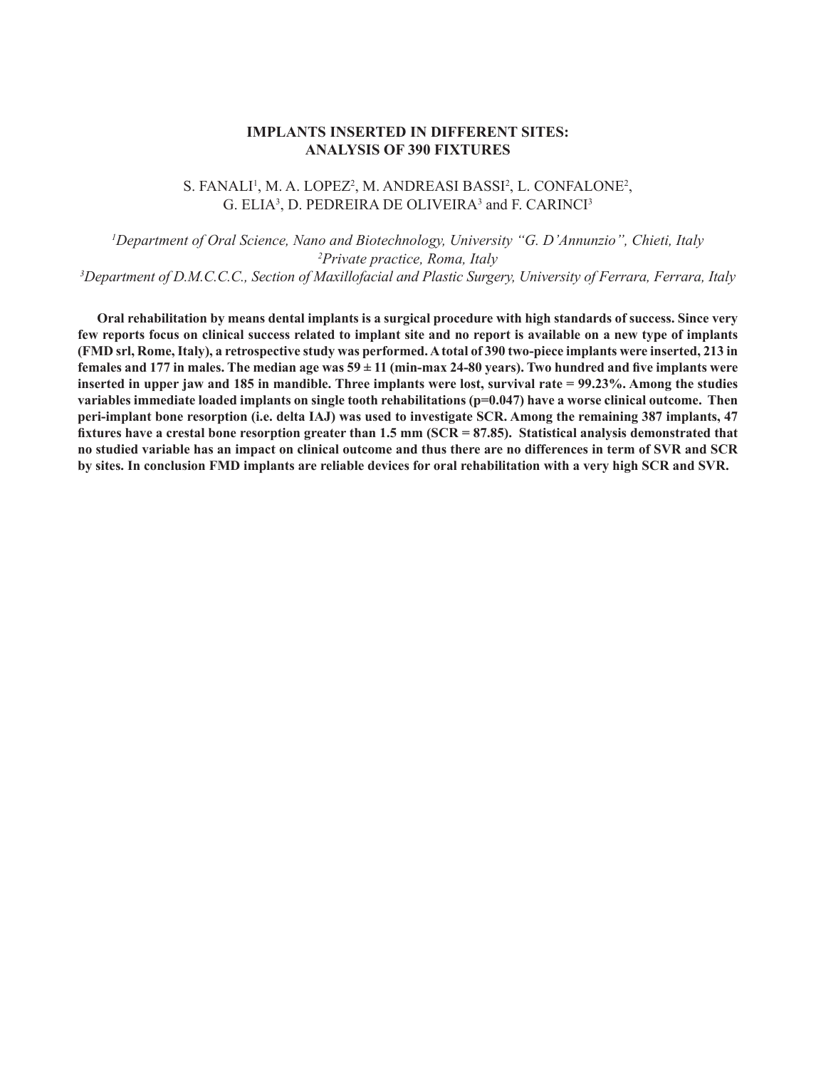# IMPLANTS INSERTED IN DIFFERENT SITES: ANALYSIS OF 390 FIXTURES

S. FANALI[1], M. A. LOPEZ[2], M. ANDREASI BASSI[2], L. CONFALONE[2], G. ELIA[3], D. PEDREIRA DE OLIVEIRA[3] and F. CARINCI[3]

*[1]Department of Oral Science, Nano and Biotechnology, University "G. D'Annunzio", Chieti, Italy*
*[2]Private practice, Roma, Italy*
*[3]Department of D.M.C.C.C., Section of Maxillofacial and Plastic Surgery, University of Ferrara, Ferrara, Italy*

**Oral rehabilitation by means dental implants is a surgical procedure with high standards of success. Since very few reports focus on clinical success related to implant site and no report is available on a new type of implants (FMD srl, Rome, Italy), a retrospective study was performed. A total of 390 two-piece implants were inserted, 213 in females and 177 in males. The median age was 59 ± 11 (min-max 24-80 years). Two hundred and five implants were inserted in upper jaw and 185 in mandible. Three implants were lost, survival rate = 99.23%. Among the studies variables immediate loaded implants on single tooth rehabilitations ($p=0.047$) have a worse clinical outcome. Then peri-implant bone resorption (i.e. delta IAJ) was used to investigate SCR. Among the remaining 387 implants, 47 fixtures have a crestal bone resorption greater than 1.5 mm (SCR = 87.85). Statistical analysis demonstrated that no studied variable has an impact on clinical outcome and thus there are no differences in term of SVR and SCR by sites. In conclusion FMD implants are reliable devices for oral rehabilitation with a very high SCR and SVR.**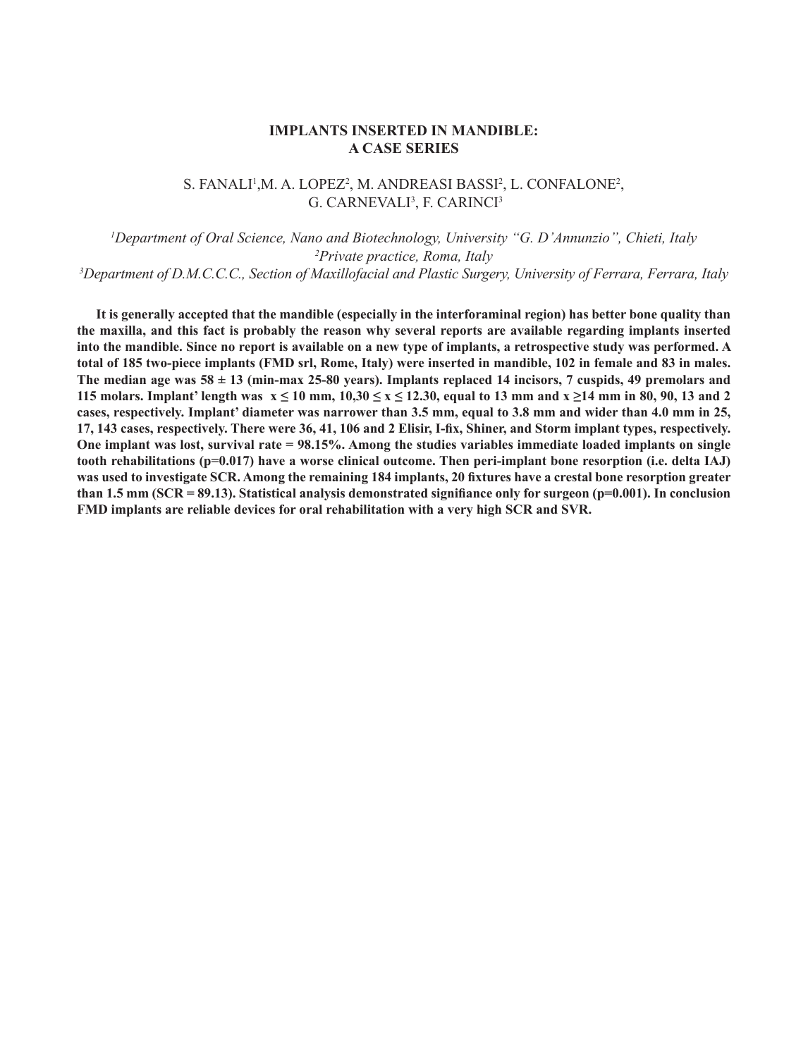# IMPLANTS INSERTED IN MANDIBLE: A CASE SERIES

S. FANALI[1], M. A. LOPEZ[2], M. ANDREASI BASSI[2], L. CONFALONE[2], G. CARNEVALI[3], F. CARINCI[3]

*[1]Department of Oral Science, Nano and Biotechnology, University "G. D'Annunzio", Chieti, Italy*
*[2]Private practice, Roma, Italy*
*[3]Department of D.M.C.C.C., Section of Maxillofacial and Plastic Surgery, University of Ferrara, Ferrara, Italy*

**It is generally accepted that the mandible (especially in the interforaminal region) has better bone quality than the maxilla, and this fact is probably the reason why several reports are available regarding implants inserted into the mandible. Since no report is available on a new type of implants, a retrospective study was performed. A total of 185 two-piece implants (FMD srl, Rome, Italy) were inserted in mandible, 102 in female and 83 in males. The median age was 58 ± 13 (min-max 25-80 years). Implants replaced 14 incisors, 7 cuspids, 49 premolars and 115 molars. Implant' length was $x \leq 10$ mm, $10{,}30 \leq x \leq 12.30$, equal to 13 mm and $x \geq 14$ mm in 80, 90, 13 and 2 cases, respectively. Implant' diameter was narrower than 3.5 mm, equal to 3.8 mm and wider than 4.0 mm in 25, 17, 143 cases, respectively. There were 36, 41, 106 and 2 Elisir, I-fix, Shiner, and Storm implant types, respectively. One implant was lost, survival rate = 98.15%. Among the studies variables immediate loaded implants on single tooth rehabilitations ($p=0.017$) have a worse clinical outcome. Then peri-implant bone resorption (i.e. delta IAJ) was used to investigate SCR. Among the remaining 184 implants, 20 fixtures have a crestal bone resorption greater than 1.5 mm (SCR = 89.13). Statistical analysis demonstrated signifiance only for surgeon ($p=0.001$). In conclusion FMD implants are reliable devices for oral rehabilitation with a very high SCR and SVR.**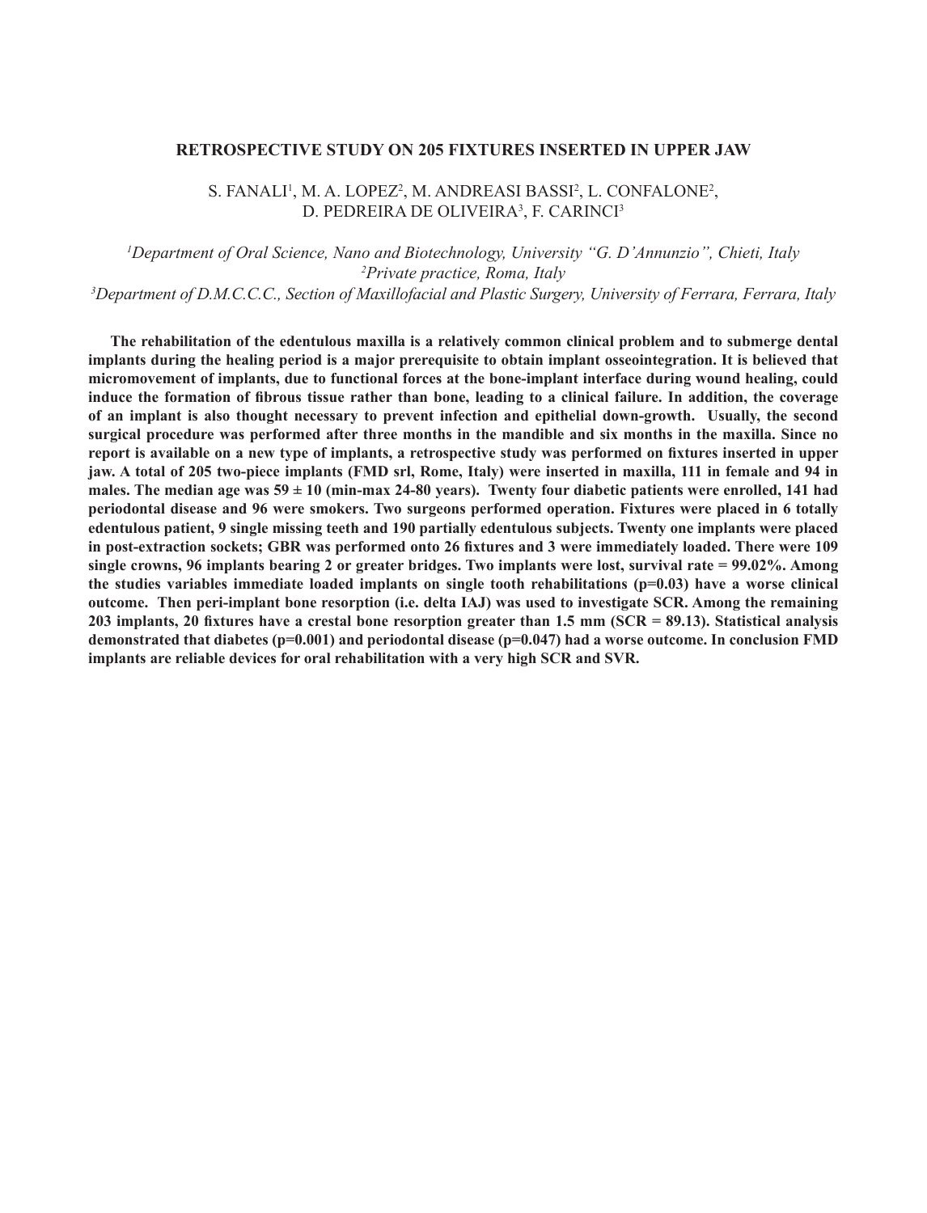## RETROSPECTIVE STUDY ON 205 FIXTURES INSERTED IN UPPER JAW

S. FANALI[1], M. A. LOPEZ[2], M. ANDREASI BASSI[2], L. CONFALONE[2], D. PEDREIRA DE OLIVEIRA[3], F. CARINCI[3]

*[1]Department of Oral Science, Nano and Biotechnology, University "G. D'Annunzio", Chieti, Italy*
*[2]Private practice, Roma, Italy*
*[3]Department of D.M.C.C.C., Section of Maxillofacial and Plastic Surgery, University of Ferrara, Ferrara, Italy*

**The rehabilitation of the edentulous maxilla is a relatively common clinical problem and to submerge dental implants during the healing period is a major prerequisite to obtain implant osseointegration. It is believed that micromovement of implants, due to functional forces at the bone-implant interface during wound healing, could induce the formation of fibrous tissue rather than bone, leading to a clinical failure. In addition, the coverage of an implant is also thought necessary to prevent infection and epithelial down-growth. Usually, the second surgical procedure was performed after three months in the mandible and six months in the maxilla. Since no report is available on a new type of implants, a retrospective study was performed on fixtures inserted in upper jaw. A total of 205 two-piece implants (FMD srl, Rome, Italy) were inserted in maxilla, 111 in female and 94 in males. The median age was 59 ± 10 (min-max 24-80 years). Twenty four diabetic patients were enrolled, 141 had periodontal disease and 96 were smokers. Two surgeons performed operation. Fixtures were placed in 6 totally edentulous patient, 9 single missing teeth and 190 partially edentulous subjects. Twenty one implants were placed in post-extraction sockets; GBR was performed onto 26 fixtures and 3 were immediately loaded. There were 109 single crowns, 96 implants bearing 2 or greater bridges. Two implants were lost, survival rate = 99.02%. Among the studies variables immediate loaded implants on single tooth rehabilitations ($p=0.03$) have a worse clinical outcome. Then peri-implant bone resorption (i.e. delta IAJ) was used to investigate SCR. Among the remaining 203 implants, 20 fixtures have a crestal bone resorption greater than 1.5 mm (SCR = 89.13). Statistical analysis demonstrated that diabetes ($p=0.001$) and periodontal disease ($p=0.047$) had a worse outcome. In conclusion FMD implants are reliable devices for oral rehabilitation with a very high SCR and SVR.**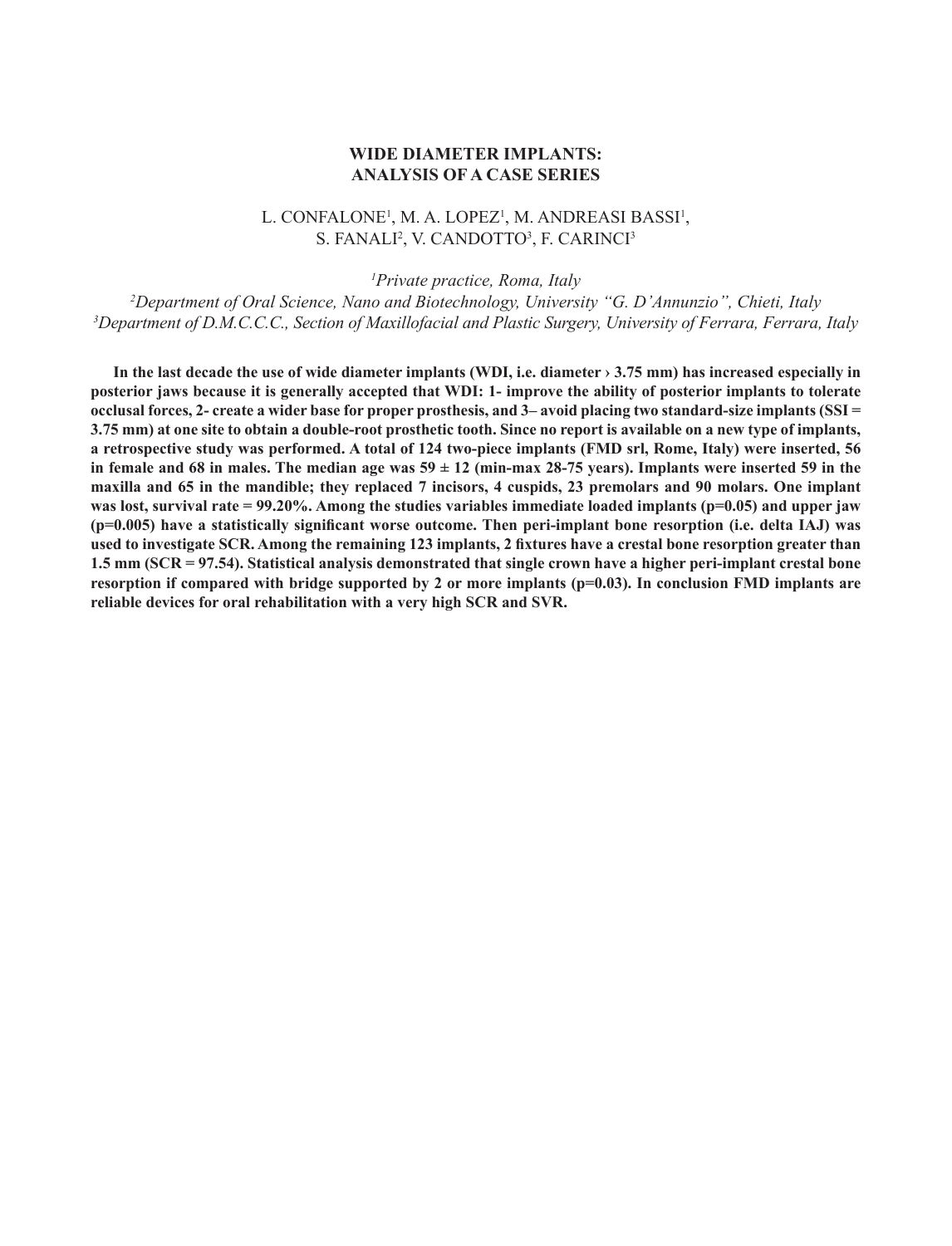# WIDE DIAMETER IMPLANTS: ANALYSIS OF A CASE SERIES

L. CONFALONE[1], M. A. LOPEZ[1], M. ANDREASI BASSI[1], S. FANALI[2], V. CANDOTTO[3], F. CARINCI[3]

[1]*Private practice, Roma, Italy*
[2]*Department of Oral Science, Nano and Biotechnology, University "G. D'Annunzio", Chieti, Italy*
[3]*Department of D.M.C.C.C., Section of Maxillofacial and Plastic Surgery, University of Ferrara, Ferrara, Italy*

**In the last decade the use of wide diameter implants (WDI, i.e. diameter › 3.75 mm) has increased especially in posterior jaws because it is generally accepted that WDI: 1- improve the ability of posterior implants to tolerate occlusal forces, 2- create a wider base for proper prosthesis, and 3– avoid placing two standard-size implants (SSI = 3.75 mm) at one site to obtain a double-root prosthetic tooth. Since no report is available on a new type of implants, a retrospective study was performed. A total of 124 two-piece implants (FMD srl, Rome, Italy) were inserted, 56 in female and 68 in males. The median age was 59 ± 12 (min-max 28-75 years). Implants were inserted 59 in the maxilla and 65 in the mandible; they replaced 7 incisors, 4 cuspids, 23 premolars and 90 molars. One implant was lost, survival rate = 99.20%. Among the studies variables immediate loaded implants ($p=0.05$) and upper jaw ($p=0.005$) have a statistically significant worse outcome. Then peri-implant bone resorption (i.e. delta IAJ) was used to investigate SCR. Among the remaining 123 implants, 2 fixtures have a crestal bone resorption greater than 1.5 mm (SCR = 97.54). Statistical analysis demonstrated that single crown have a higher peri-implant crestal bone resorption if compared with bridge supported by 2 or more implants ($p=0.03$). In conclusion FMD implants are reliable devices for oral rehabilitation with a very high SCR and SVR.**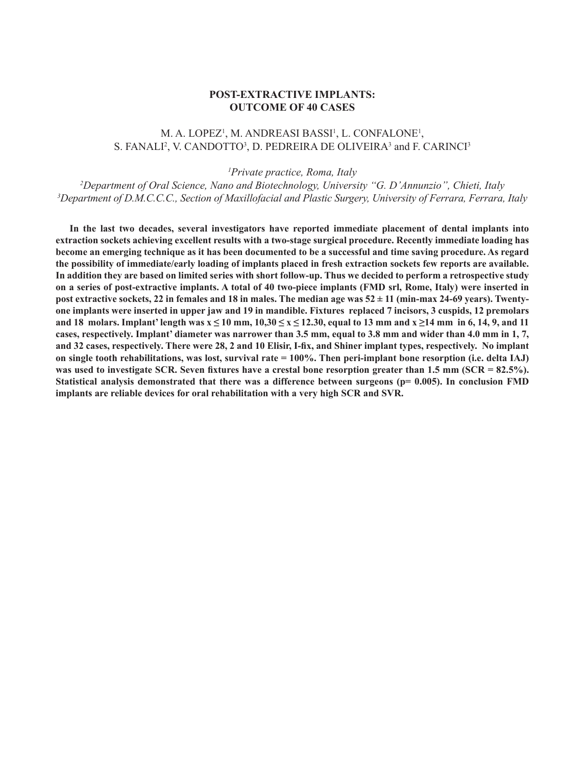# POST-EXTRACTIVE IMPLANTS: OUTCOME OF 40 CASES

M. A. LOPEZ[1], M. ANDREASI BASSI[1], L. CONFALONE[1], S. FANALI[2], V. CANDOTTO[3], D. PEDREIRA DE OLIVEIRA[3] and F. CARINCI[3]

[1]*Private practice, Roma, Italy*
[2]*Department of Oral Science, Nano and Biotechnology, University "G. D'Annunzio", Chieti, Italy*
[3]*Department of D.M.C.C.C., Section of Maxillofacial and Plastic Surgery, University of Ferrara, Ferrara, Italy*

**In the last two decades, several investigators have reported immediate placement of dental implants into extraction sockets achieving excellent results with a two-stage surgical procedure. Recently immediate loading has become an emerging technique as it has been documented to be a successful and time saving procedure. As regard the possibility of immediate/early loading of implants placed in fresh extraction sockets few reports are available. In addition they are based on limited series with short follow-up. Thus we decided to perform a retrospective study on a series of post-extractive implants. A total of 40 two-piece implants (FMD srl, Rome, Italy) were inserted in post extractive sockets, 22 in females and 18 in males. The median age was 52 ± 11 (min-max 24-69 years). Twenty-one implants were inserted in upper jaw and 19 in mandible. Fixtures replaced 7 incisors, 3 cuspids, 12 premolars and 18 molars. Implant' length was $x \leq 10$ mm, $10{,}30 \leq x \leq 12.30$, equal to 13 mm and $x \geq 14$ mm in 6, 14, 9, and 11 cases, respectively. Implant' diameter was narrower than 3.5 mm, equal to 3.8 mm and wider than 4.0 mm in 1, 7, and 32 cases, respectively. There were 28, 2 and 10 Elisir, I-fix, and Shiner implant types, respectively. No implant on single tooth rehabilitations, was lost, survival rate = 100%. Then peri-implant bone resorption (i.e. delta IAJ) was used to investigate SCR. Seven fixtures have a crestal bone resorption greater than 1.5 mm (SCR = 82.5%). Statistical analysis demonstrated that there was a difference between surgeons ($p = 0.005$). In conclusion FMD implants are reliable devices for oral rehabilitation with a very high SCR and SVR.**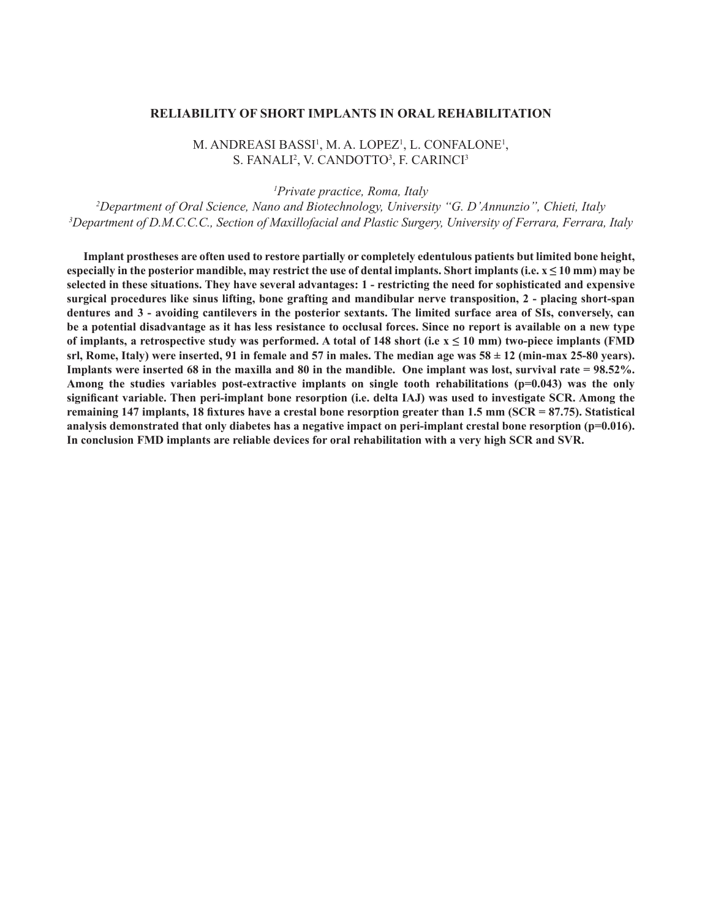# RELIABILITY OF SHORT IMPLANTS IN ORAL REHABILITATION

M. ANDREASI BASSI[1], M. A. LOPEZ[1], L. CONFALONE[1], S. FANALI[2], V. CANDOTTO[3], F. CARINCI[3]

[1]*Private practice, Roma, Italy*
[2]*Department of Oral Science, Nano and Biotechnology, University "G. D'Annunzio", Chieti, Italy*
[3]*Department of D.M.C.C.C., Section of Maxillofacial and Plastic Surgery, University of Ferrara, Ferrara, Italy*

**Implant prostheses are often used to restore partially or completely edentulous patients but limited bone height, especially in the posterior mandible, may restrict the use of dental implants. Short implants (i.e. $x \leq 10$ mm) may be selected in these situations. They have several advantages: 1 - restricting the need for sophisticated and expensive surgical procedures like sinus lifting, bone grafting and mandibular nerve transposition, 2 - placing short-span dentures and 3 - avoiding cantilevers in the posterior sextants. The limited surface area of SIs, conversely, can be a potential disadvantage as it has less resistance to occlusal forces. Since no report is available on a new type of implants, a retrospective study was performed. A total of 148 short (i.e $x \leq 10$ mm) two-piece implants (FMD srl, Rome, Italy) were inserted, 91 in female and 57 in males. The median age was 58 ± 12 (min-max 25-80 years). Implants were inserted 68 in the maxilla and 80 in the mandible. One implant was lost, survival rate = 98.52%. Among the studies variables post-extractive implants on single tooth rehabilitations ($p=0.043$) was the only significant variable. Then peri-implant bone resorption (i.e. delta IAJ) was used to investigate SCR. Among the remaining 147 implants, 18 fixtures have a crestal bone resorption greater than 1.5 mm (SCR = 87.75). Statistical analysis demonstrated that only diabetes has a negative impact on peri-implant crestal bone resorption ($p=0.016$). In conclusion FMD implants are reliable devices for oral rehabilitation with a very high SCR and SVR.**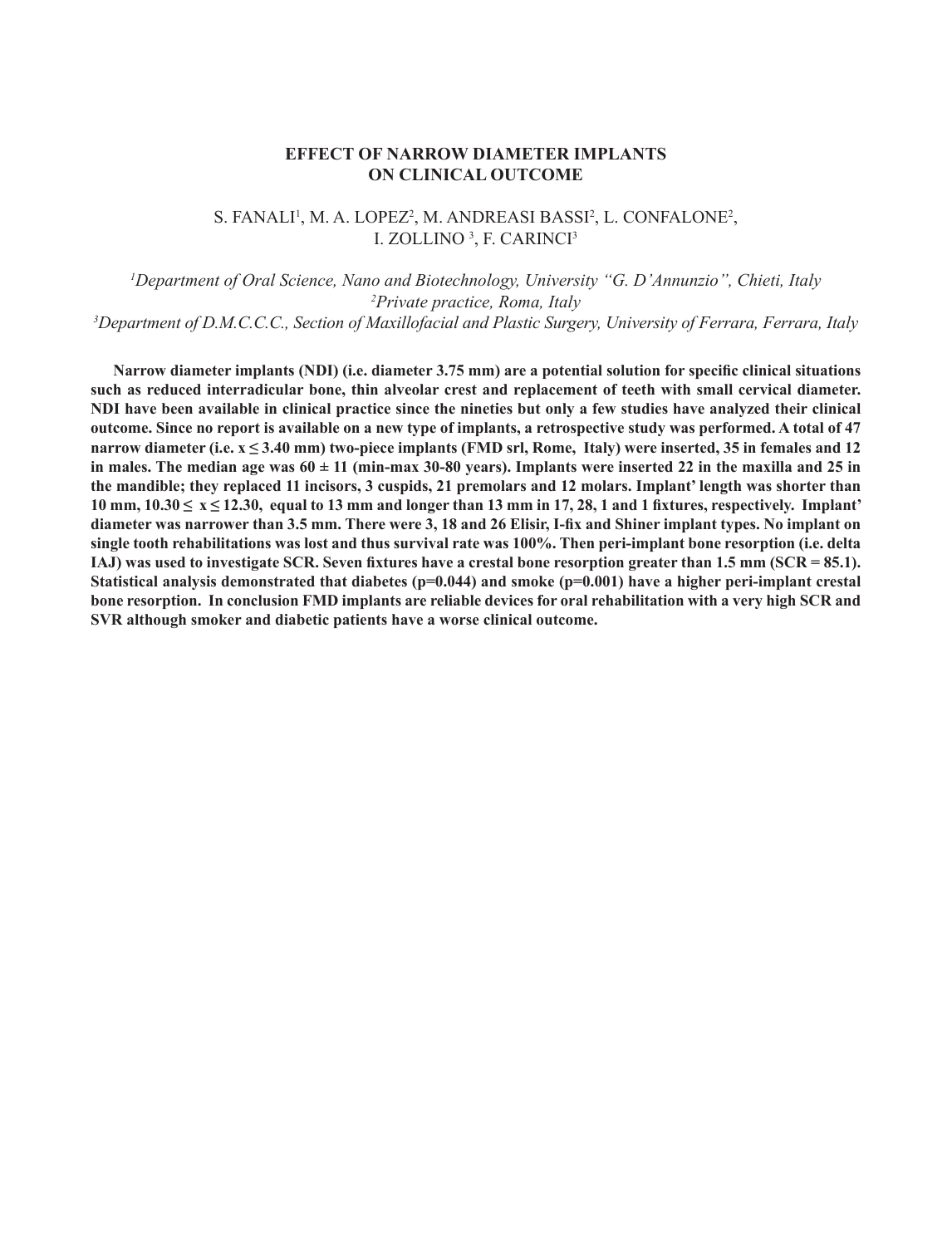# EFFECT OF NARROW DIAMETER IMPLANTS ON CLINICAL OUTCOME

S. FANALI[1], M. A. LOPEZ[2], M. ANDREASI BASSI[2], L. CONFALONE[2], I. ZOLLINO [3], F. CARINCI[3]

*[1]Department of Oral Science, Nano and Biotechnology, University "G. D'Annunzio", Chieti, Italy*
*[2]Private practice, Roma, Italy*
*[3]Department of D.M.C.C.C., Section of Maxillofacial and Plastic Surgery, University of Ferrara, Ferrara, Italy*

**Narrow diameter implants (NDI) (i.e. diameter 3.75 mm) are a potential solution for specific clinical situations such as reduced interradicular bone, thin alveolar crest and replacement of teeth with small cervical diameter. NDI have been available in clinical practice since the nineties but only a few studies have analyzed their clinical outcome. Since no report is available on a new type of implants, a retrospective study was performed. A total of 47 narrow diameter (i.e. $x \leq 3.40$ mm) two-piece implants (FMD srl, Rome, Italy) were inserted, 35 in females and 12 in males. The median age was $60 \pm 11$ (min-max 30-80 years). Implants were inserted 22 in the maxilla and 25 in the mandible; they replaced 11 incisors, 3 cuspids, 21 premolars and 12 molars. Implant' length was shorter than 10 mm, $10.30 \leq x \leq 12.30$, equal to 13 mm and longer than 13 mm in 17, 28, 1 and 1 fixtures, respectively. Implant' diameter was narrower than 3.5 mm. There were 3, 18 and 26 Elisir, I-fix and Shiner implant types. No implant on single tooth rehabilitations was lost and thus survival rate was 100%. Then peri-implant bone resorption (i.e. delta IAJ) was used to investigate SCR. Seven fixtures have a crestal bone resorption greater than 1.5 mm (SCR = 85.1). Statistical analysis demonstrated that diabetes ($p=0.044$) and smoke ($p=0.001$) have a higher peri-implant crestal bone resorption. In conclusion FMD implants are reliable devices for oral rehabilitation with a very high SCR and SVR although smoker and diabetic patients have a worse clinical outcome.**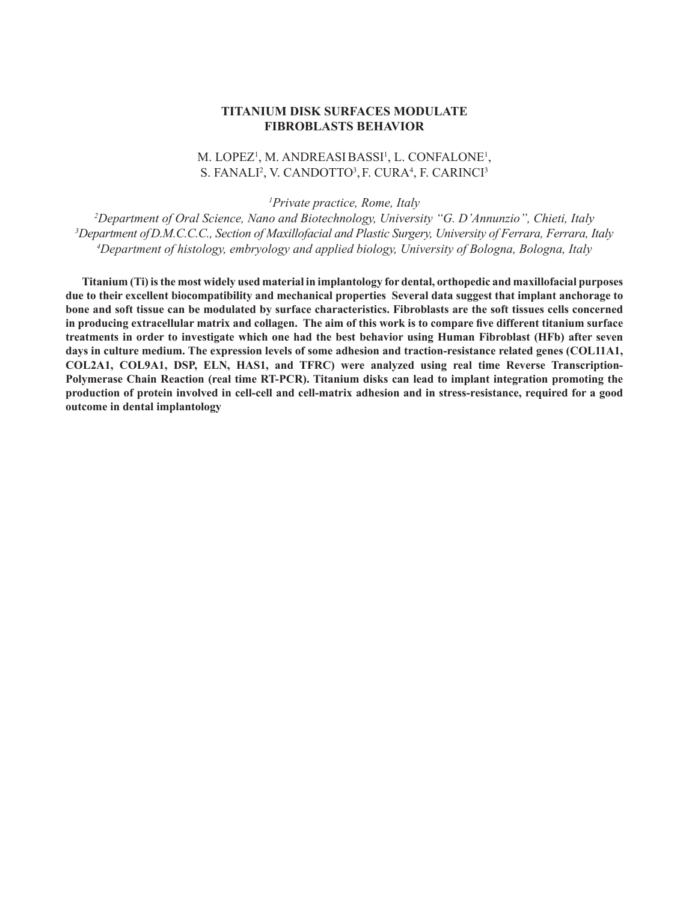# TITANIUM DISK SURFACES MODULATE FIBROBLASTS BEHAVIOR

M. LOPEZ[1], M. ANDREASI BASSI[1], L. CONFALONE[1], S. FANALI[2], V. CANDOTTO[3], F. CURA[4], F. CARINCI[3]

*[1]Private practice, Rome, Italy*
*[2]Department of Oral Science, Nano and Biotechnology, University "G. D'Annunzio", Chieti, Italy*
*[3]Department of D.M.C.C.C., Section of Maxillofacial and Plastic Surgery, University of Ferrara, Ferrara, Italy*
*[4]Department of histology, embryology and applied biology, University of Bologna, Bologna, Italy*

**Titanium (Ti) is the most widely used material in implantology for dental, orthopedic and maxillofacial purposes due to their excellent biocompatibility and mechanical properties Several data suggest that implant anchorage to bone and soft tissue can be modulated by surface characteristics. Fibroblasts are the soft tissues cells concerned in producing extracellular matrix and collagen. The aim of this work is to compare five different titanium surface treatments in order to investigate which one had the best behavior using Human Fibroblast (HFb) after seven days in culture medium. The expression levels of some adhesion and traction-resistance related genes (COL11A1, COL2A1, COL9A1, DSP, ELN, HAS1, and TFRC) were analyzed using real time Reverse Transcription-Polymerase Chain Reaction (real time RT-PCR). Titanium disks can lead to implant integration promoting the production of protein involved in cell-cell and cell-matrix adhesion and in stress-resistance, required for a good outcome in dental implantology**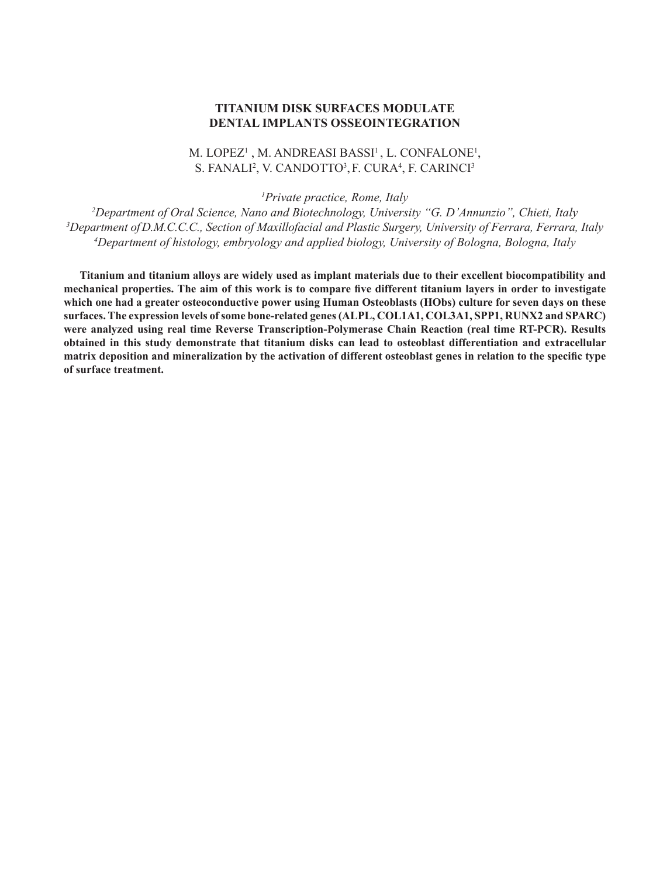# TITANIUM DISK SURFACES MODULATE DENTAL IMPLANTS OSSEOINTEGRATION

M. LOPEZ[1], M. ANDREASI BASSI[1], L. CONFALONE[1], S. FANALI[2], V. CANDOTTO[3], F. CURA[4], F. CARINCI[3]

*[1]Private practice, Rome, Italy*
*[2]Department of Oral Science, Nano and Biotechnology, University "G. D'Annunzio", Chieti, Italy*
*[3]Department of D.M.C.C.C., Section of Maxillofacial and Plastic Surgery, University of Ferrara, Ferrara, Italy*
*[4]Department of histology, embryology and applied biology, University of Bologna, Bologna, Italy*

**Titanium and titanium alloys are widely used as implant materials due to their excellent biocompatibility and mechanical properties. The aim of this work is to compare five different titanium layers in order to investigate which one had a greater osteoconductive power using Human Osteoblasts (HObs) culture for seven days on these surfaces. The expression levels of some bone-related genes (ALPL, COL1A1, COL3A1, SPP1, RUNX2 and SPARC) were analyzed using real time Reverse Transcription-Polymerase Chain Reaction (real time RT-PCR). Results obtained in this study demonstrate that titanium disks can lead to osteoblast differentiation and extracellular matrix deposition and mineralization by the activation of different osteoblast genes in relation to the specific type of surface treatment.**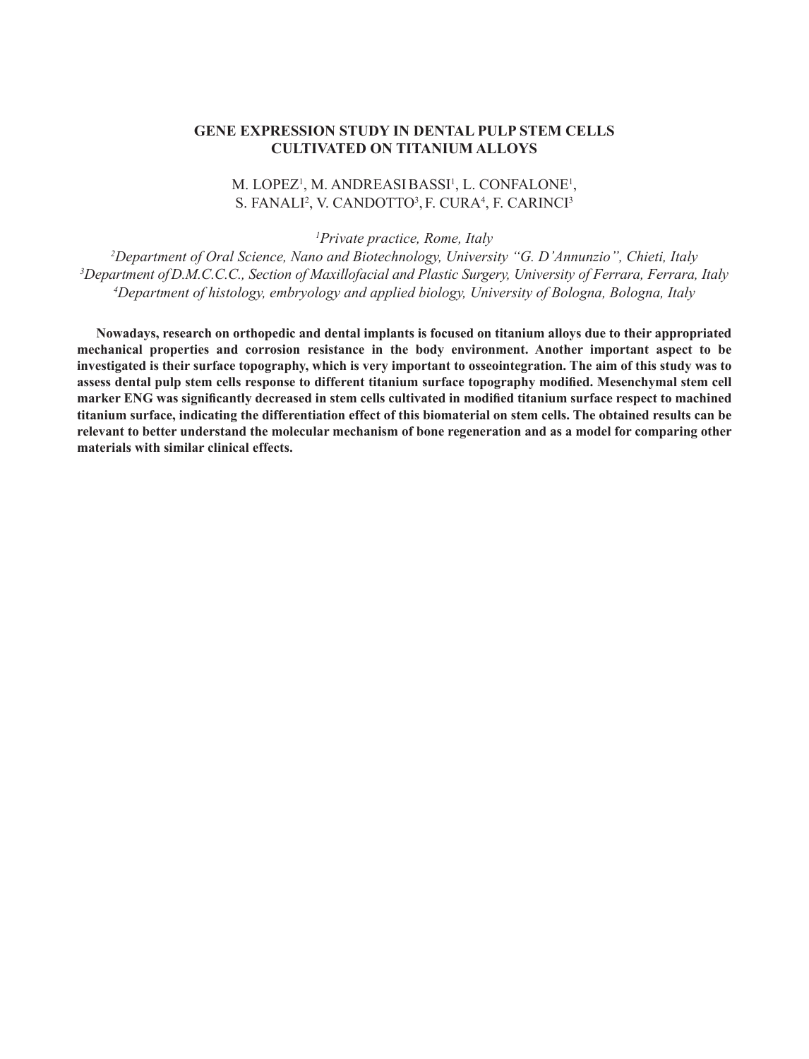# GENE EXPRESSION STUDY IN DENTAL PULP STEM CELLS CULTIVATED ON TITANIUM ALLOYS

M. LOPEZ[1], M. ANDREASI BASSI[1], L. CONFALONE[1], S. FANALI[2], V. CANDOTTO[3], F. CURA[4], F. CARINCI[3]

*[1]Private practice, Rome, Italy*
*[2]Department of Oral Science, Nano and Biotechnology, University "G. D'Annunzio", Chieti, Italy*
*[3]Department of D.M.C.C.C., Section of Maxillofacial and Plastic Surgery, University of Ferrara, Ferrara, Italy*
*[4]Department of histology, embryology and applied biology, University of Bologna, Bologna, Italy*

**Nowadays, research on orthopedic and dental implants is focused on titanium alloys due to their appropriated mechanical properties and corrosion resistance in the body environment. Another important aspect to be investigated is their surface topography, which is very important to osseointegration. The aim of this study was to assess dental pulp stem cells response to different titanium surface topography modified. Mesenchymal stem cell marker ENG was significantly decreased in stem cells cultivated in modified titanium surface respect to machined titanium surface, indicating the differentiation effect of this biomaterial on stem cells. The obtained results can be relevant to better understand the molecular mechanism of bone regeneration and as a model for comparing other materials with similar clinical effects.**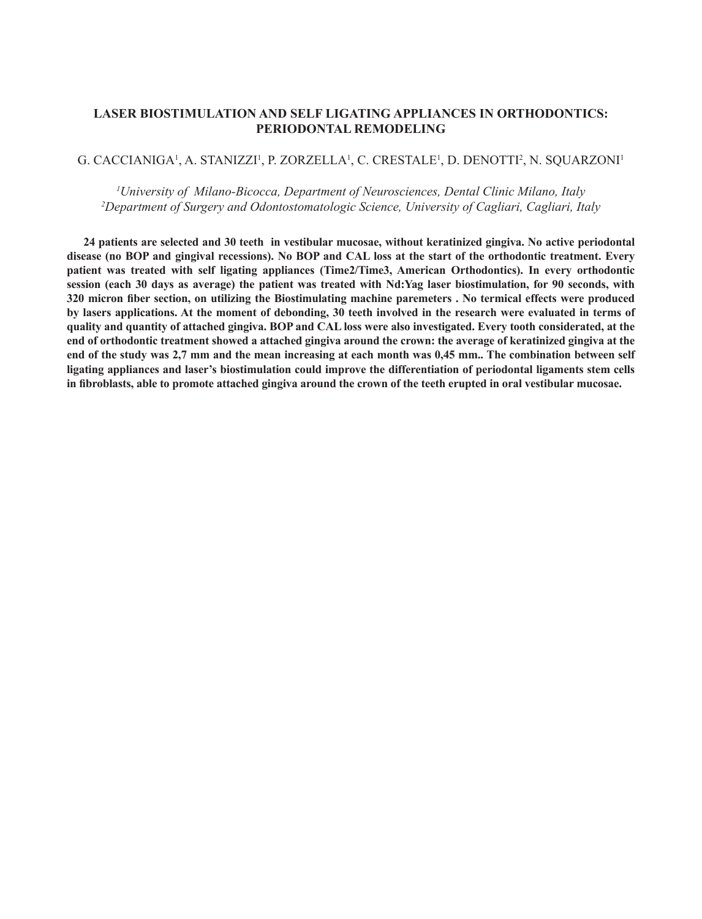## LASER BIOSTIMULATION AND SELF LIGATING APPLIANCES IN ORTHODONTICS: PERIODONTAL REMODELING

G. CACCIANIGA[1], A. STANIZZI[1], P. ZORZELLA[1], C. CRESTALE[1], D. DENOTTI[2], N. SQUARZONI[1]

*[1]University of Milano-Bicocca, Department of Neurosciences, Dental Clinic Milano, Italy*
*[2]Department of Surgery and Odontostomatologic Science, University of Cagliari, Cagliari, Italy*

**24 patients are selected and 30 teeth in vestibular mucosae, without keratinized gingiva. No active periodontal disease (no BOP and gingival recessions). No BOP and CAL loss at the start of the orthodontic treatment. Every patient was treated with self ligating appliances (Time2/Time3, American Orthodontics). In every orthodontic session (each 30 days as average) the patient was treated with Nd:Yag laser biostimulation, for 90 seconds, with 320 micron fiber section, on utilizing the Biostimulating machine paremeters . No termical effects were produced by lasers applications. At the moment of debonding, 30 teeth involved in the research were evaluated in terms of quality and quantity of attached gingiva. BOP and CAL loss were also investigated. Every tooth considerated, at the end of orthodontic treatment showed a attached gingiva around the crown: the average of keratinized gingiva at the end of the study was 2,7 mm and the mean increasing at each month was 0,45 mm.. The combination between self ligating appliances and laser's biostimulation could improve the differentiation of periodontal ligaments stem cells in fibroblasts, able to promote attached gingiva around the crown of the teeth erupted in oral vestibular mucosae.**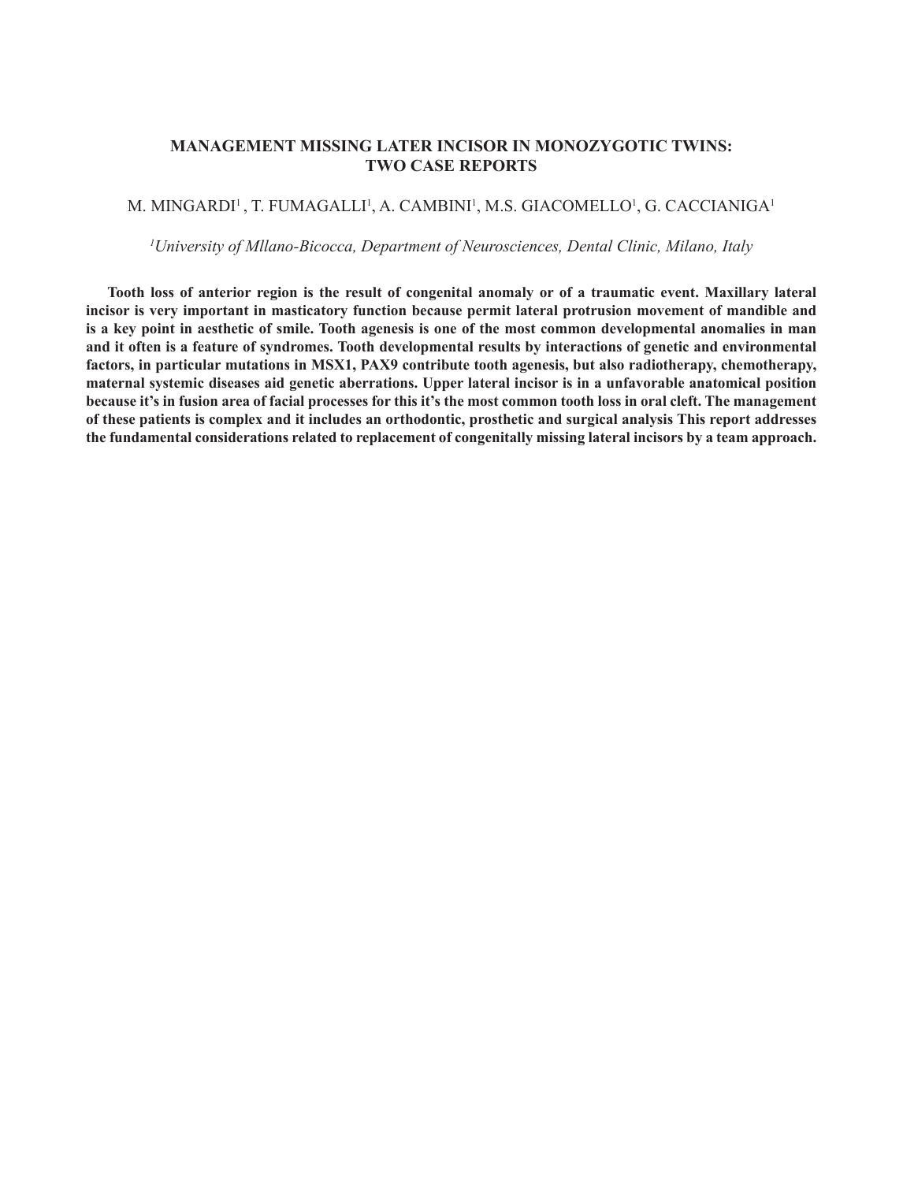# MANAGEMENT MISSING LATER INCISOR IN MONOZYGOTIC TWINS: TWO CASE REPORTS

M. MINGARDI[1], T. FUMAGALLI[1], A. CAMBINI[1], M.S. GIACOMELLO[1], G. CACCIANIGA[1]

[1]*University of Mllano-Bicocca, Department of Neurosciences, Dental Clinic, Milano, Italy*

**Tooth loss of anterior region is the result of congenital anomaly or of a traumatic event. Maxillary lateral incisor is very important in masticatory function because permit lateral protrusion movement of mandible and is a key point in aesthetic of smile. Tooth agenesis is one of the most common developmental anomalies in man and it often is a feature of syndromes. Tooth developmental results by interactions of genetic and environmental factors, in particular mutations in MSX1, PAX9 contribute tooth agenesis, but also radiotherapy, chemotherapy, maternal systemic diseases aid genetic aberrations. Upper lateral incisor is in a unfavorable anatomical position because it's in fusion area of facial processes for this it's the most common tooth loss in oral cleft. The management of these patients is complex and it includes an orthodontic, prosthetic and surgical analysis This report addresses the fundamental considerations related to replacement of congenitally missing lateral incisors by a team approach.**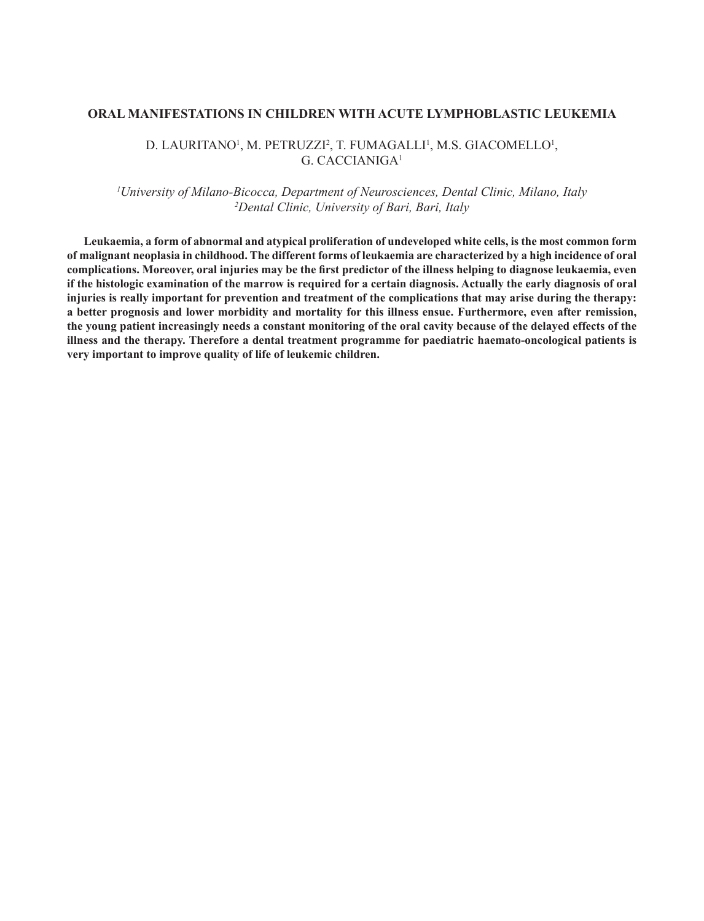# ORAL MANIFESTATIONS IN CHILDREN WITH ACUTE LYMPHOBLASTIC LEUKEMIA

D. LAURITANO[1], M. PETRUZZI[2], T. FUMAGALLI[1], M.S. GIACOMELLO[1], G. CACCIANIGA[1]

*[1]University of Milano-Bicocca, Department of Neurosciences, Dental Clinic, Milano, Italy*
*[2]Dental Clinic, University of Bari, Bari, Italy*

**Leukaemia, a form of abnormal and atypical proliferation of undeveloped white cells, is the most common form of malignant neoplasia in childhood. The different forms of leukaemia are characterized by a high incidence of oral complications. Moreover, oral injuries may be the first predictor of the illness helping to diagnose leukaemia, even if the histologic examination of the marrow is required for a certain diagnosis. Actually the early diagnosis of oral injuries is really important for prevention and treatment of the complications that may arise during the therapy: a better prognosis and lower morbidity and mortality for this illness ensue. Furthermore, even after remission, the young patient increasingly needs a constant monitoring of the oral cavity because of the delayed effects of the illness and the therapy. Therefore a dental treatment programme for paediatric haemato-oncological patients is very important to improve quality of life of leukemic children.**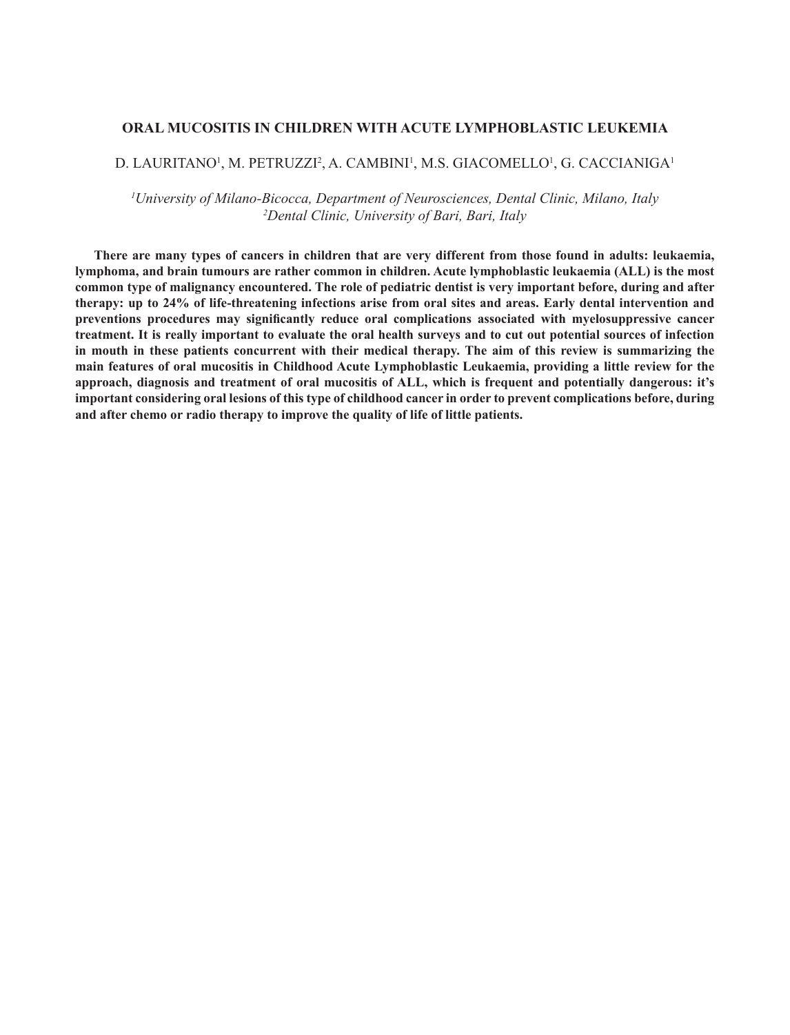# ORAL MUCOSITIS IN CHILDREN WITH ACUTE LYMPHOBLASTIC LEUKEMIA

D. LAURITANO[1], M. PETRUZZI[2], A. CAMBINI[1], M.S. GIACOMELLO[1], G. CACCIANIGA[1]

*[1]University of Milano-Bicocca, Department of Neurosciences, Dental Clinic, Milano, Italy*
*[2]Dental Clinic, University of Bari, Bari, Italy*

**There are many types of cancers in children that are very different from those found in adults: leukaemia, lymphoma, and brain tumours are rather common in children. Acute lymphoblastic leukaemia (ALL) is the most common type of malignancy encountered. The role of pediatric dentist is very important before, during and after therapy: up to 24% of life-threatening infections arise from oral sites and areas. Early dental intervention and preventions procedures may significantly reduce oral complications associated with myelosuppressive cancer treatment. It is really important to evaluate the oral health surveys and to cut out potential sources of infection in mouth in these patients concurrent with their medical therapy. The aim of this review is summarizing the main features of oral mucositis in Childhood Acute Lymphoblastic Leukaemia, providing a little review for the approach, diagnosis and treatment of oral mucositis of ALL, which is frequent and potentially dangerous: it's important considering oral lesions of this type of childhood cancer in order to prevent complications before, during and after chemo or radio therapy to improve the quality of life of little patients.**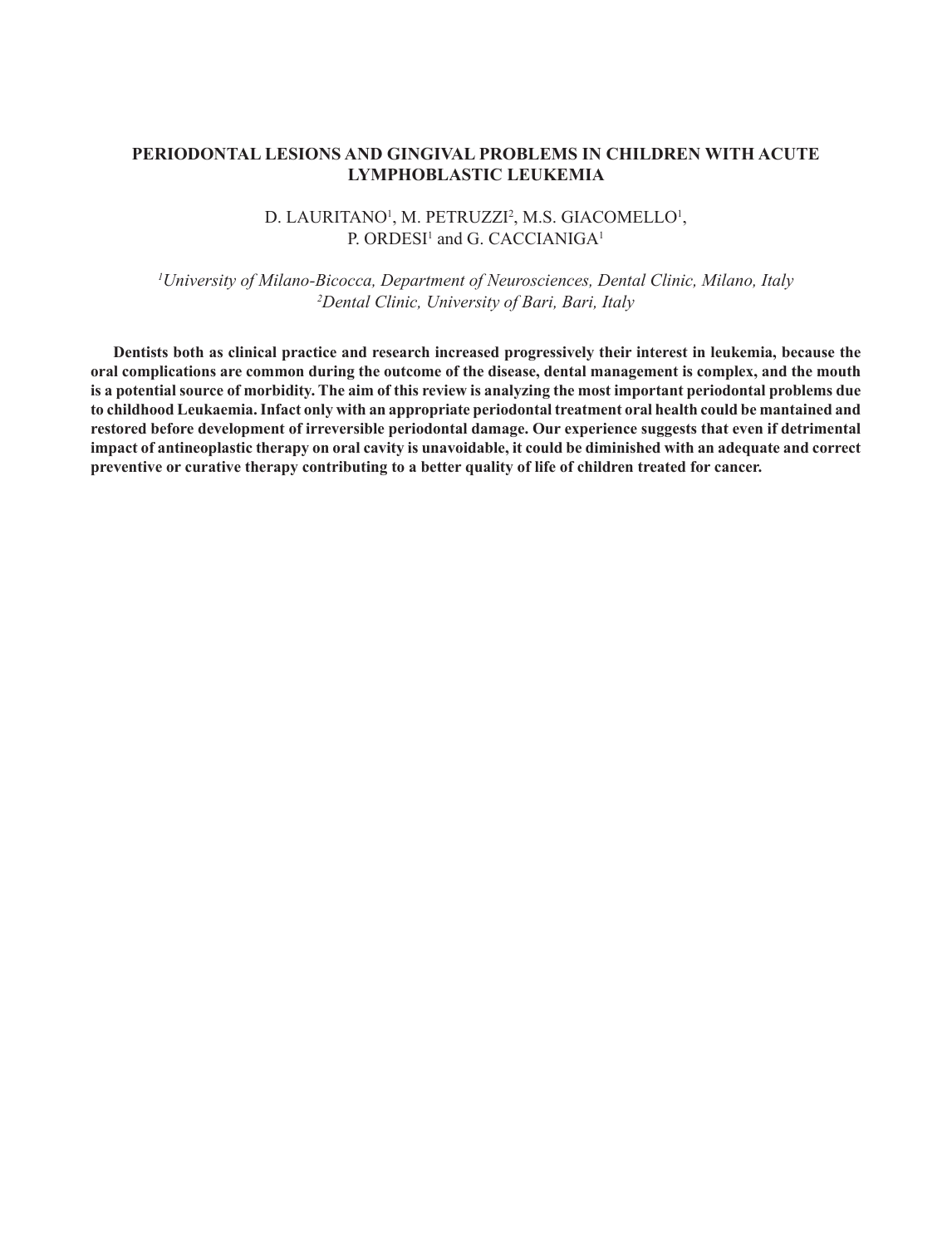# PERIODONTAL LESIONS AND GINGIVAL PROBLEMS IN CHILDREN WITH ACUTE LYMPHOBLASTIC LEUKEMIA

D. LAURITANO[1], M. PETRUZZI[2], M.S. GIACOMELLO[1], P. ORDESI[1] and G. CACCIANIGA[1]

*[1]University of Milano-Bicocca, Department of Neurosciences, Dental Clinic, Milano, Italy*
*[2]Dental Clinic, University of Bari, Bari, Italy*

**Dentists both as clinical practice and research increased progressively their interest in leukemia, because the oral complications are common during the outcome of the disease, dental management is complex, and the mouth is a potential source of morbidity. The aim of this review is analyzing the most important periodontal problems due to childhood Leukaemia. Infact only with an appropriate periodontal treatment oral health could be mantained and restored before development of irreversible periodontal damage. Our experience suggests that even if detrimental impact of antineoplastic therapy on oral cavity is unavoidable, it could be diminished with an adequate and correct preventive or curative therapy contributing to a better quality of life of children treated for cancer.**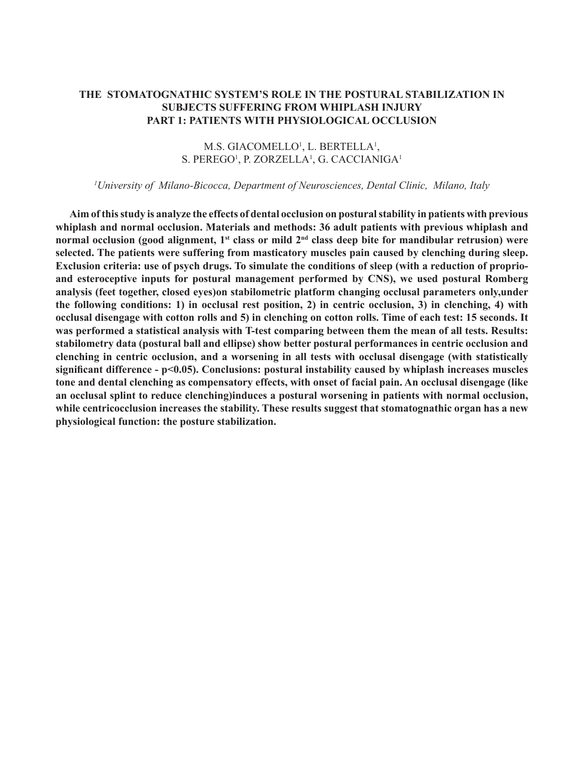# THE STOMATOGNATHIC SYSTEM'S ROLE IN THE POSTURAL STABILIZATION IN SUBJECTS SUFFERING FROM WHIPLASH INJURY PART 1: PATIENTS WITH PHYSIOLOGICAL OCCLUSION

M.S. GIACOMELLO[1], L. BERTELLA[1], S. PEREGO[1], P. ZORZELLA[1], G. CACCIANIGA[1]

*[1]University of Milano-Bicocca, Department of Neurosciences, Dental Clinic, Milano, Italy*

**Aim of this study is analyze the effects of dental occlusion on postural stability in patients with previous whiplash and normal occlusion. Materials and methods: 36 adult patients with previous whiplash and normal occlusion (good alignment, 1st class or mild 2nd class deep bite for mandibular retrusion) were selected. The patients were suffering from masticatory muscles pain caused by clenching during sleep. Exclusion criteria: use of psych drugs. To simulate the conditions of sleep (with a reduction of proprio- and esteroceptive inputs for postural management performed by CNS), we used postural Romberg analysis (feet together, closed eyes)on stabilometric platform changing occlusal parameters only,under the following conditions: 1) in occlusal rest position, 2) in centric occlusion, 3) in clenching, 4) with occlusal disengage with cotton rolls and 5) in clenching on cotton rolls. Time of each test: 15 seconds. It was performed a statistical analysis with T-test comparing between them the mean of all tests. Results: stabilometry data (postural ball and ellipse) show better postural performances in centric occlusion and clenching in centric occlusion, and a worsening in all tests with occlusal disengage (with statistically significant difference - $p<0.05$). Conclusions: postural instability caused by whiplash increases muscles tone and dental clenching as compensatory effects, with onset of facial pain. An occlusal disengage (like an occlusal splint to reduce clenching)induces a postural worsening in patients with normal occlusion, while centricocclusion increases the stability. These results suggest that stomatognathic organ has a new physiological function: the posture stabilization.**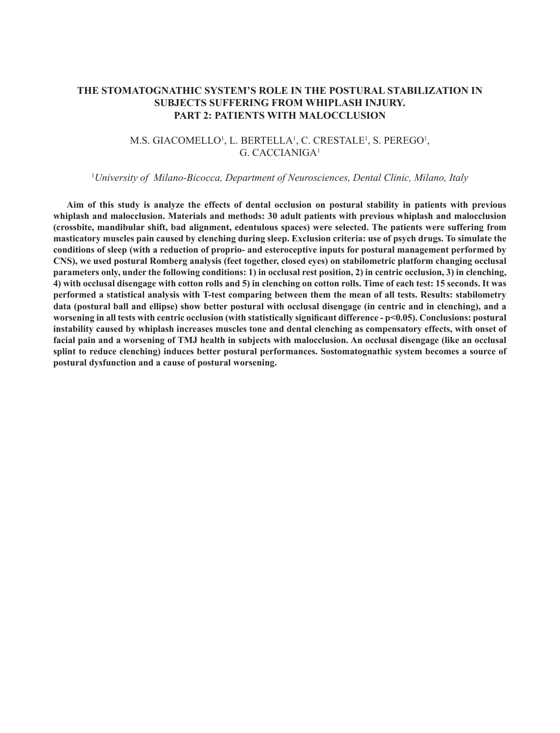# THE STOMATOGNATHIC SYSTEM'S ROLE IN THE POSTURAL STABILIZATION IN SUBJECTS SUFFERING FROM WHIPLASH INJURY. PART 2: PATIENTS WITH MALOCCLUSION

M.S. GIACOMELLO[1], L. BERTELLA[1], C. CRESTALE[1], S. PEREGO[1], G. CACCIANIGA[1]

[1]*University of Milano-Bicocca, Department of Neurosciences, Dental Clinic, Milano, Italy*

**Aim of this study is analyze the effects of dental occlusion on postural stability in patients with previous whiplash and malocclusion. Materials and methods: 30 adult patients with previous whiplash and malocclusion (crossbite, mandibular shift, bad alignment, edentulous spaces) were selected. The patients were suffering from masticatory muscles pain caused by clenching during sleep. Exclusion criteria: use of psych drugs. To simulate the conditions of sleep (with a reduction of proprio- and esteroceptive inputs for postural management performed by CNS), we used postural Romberg analysis (feet together, closed eyes) on stabilometric platform changing occlusal parameters only, under the following conditions: 1) in occlusal rest position, 2) in centric occlusion, 3) in clenching, 4) with occlusal disengage with cotton rolls and 5) in clenching on cotton rolls. Time of each test: 15 seconds. It was performed a statistical analysis with T-test comparing between them the mean of all tests. Results: stabilometry data (postural ball and ellipse) show better postural with occlusal disengage (in centric and in clenching), and a worsening in all tests with centric occlusion (with statistically significant difference - $p<0.05$). Conclusions: postural instability caused by whiplash increases muscles tone and dental clenching as compensatory effects, with onset of facial pain and a worsening of TMJ health in subjects with malocclusion. An occlusal disengage (like an occlusal splint to reduce clenching) induces better postural performances. Sostomatognathic system becomes a source of postural dysfunction and a cause of postural worsening.**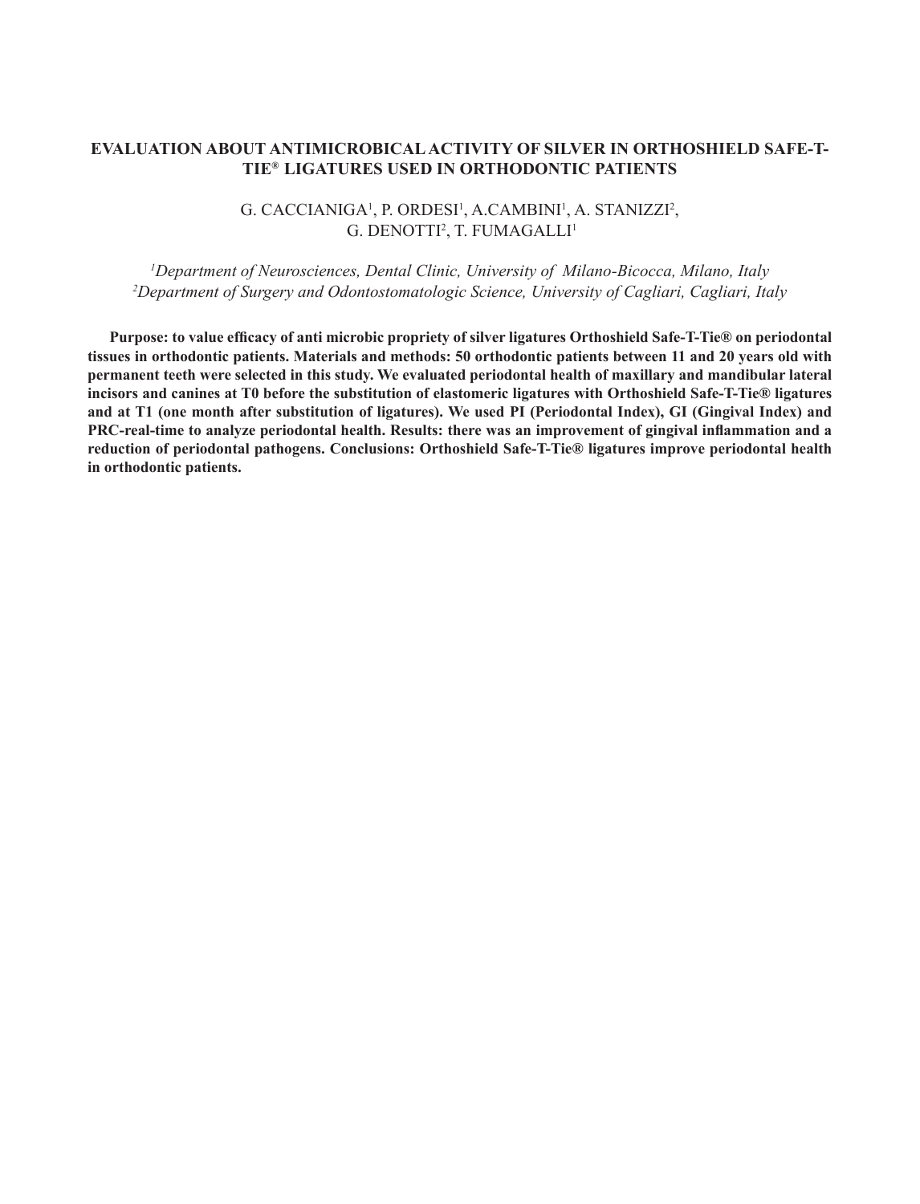# EVALUATION ABOUT ANTIMICROBICAL ACTIVITY OF SILVER IN ORTHOSHIELD SAFE-T-TIE® LIGATURES USED IN ORTHODONTIC PATIENTS

G. CACCIANIGA[1], P. ORDESI[1], A.CAMBINI[1], A. STANIZZI[2], G. DENOTTI[2], T. FUMAGALLI[1]

*[1]Department of Neurosciences, Dental Clinic, University of Milano-Bicocca, Milano, Italy*
*[2]Department of Surgery and Odontostomatologic Science, University of Cagliari, Cagliari, Italy*

**Purpose: to value efficacy of anti microbic propriety of silver ligatures Orthoshield Safe-T-Tie® on periodontal tissues in orthodontic patients. Materials and methods: 50 orthodontic patients between 11 and 20 years old with permanent teeth were selected in this study. We evaluated periodontal health of maxillary and mandibular lateral incisors and canines at T0 before the substitution of elastomeric ligatures with Orthoshield Safe-T-Tie® ligatures and at T1 (one month after substitution of ligatures). We used PI (Periodontal Index), GI (Gingival Index) and PRC-real-time to analyze periodontal health. Results: there was an improvement of gingival inflammation and a reduction of periodontal pathogens. Conclusions: Orthoshield Safe-T-Tie® ligatures improve periodontal health in orthodontic patients.**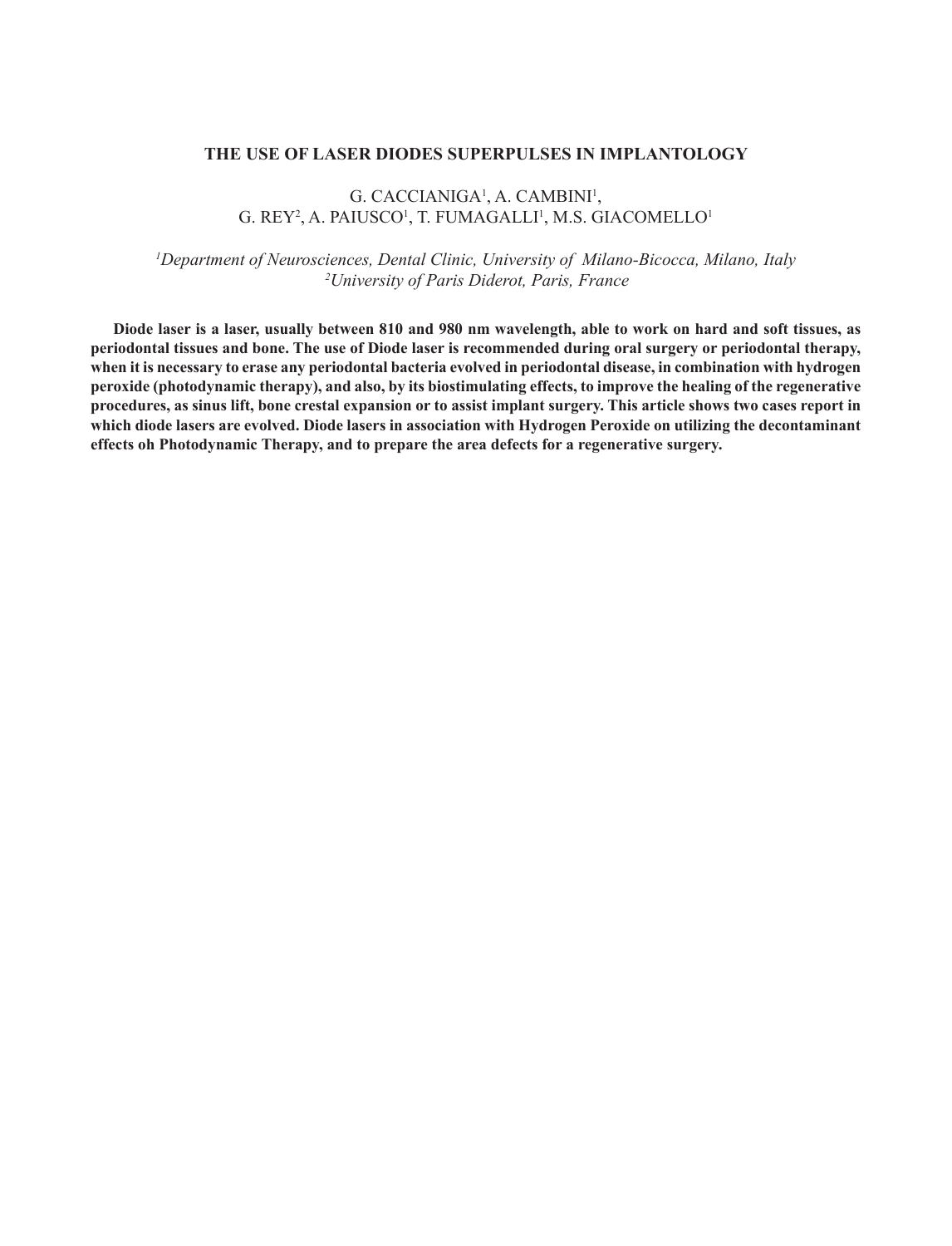# THE USE OF LASER DIODES SUPERPULSES IN IMPLANTOLOGY

G. CACCIANIGA[1], A. CAMBINI[1],
G. REY[2], A. PAIUSCO[1], T. FUMAGALLI[1], M.S. GIACOMELLO[1]

*[1]Department of Neurosciences, Dental Clinic, University of Milano-Bicocca, Milano, Italy*
*[2]University of Paris Diderot, Paris, France*

**Diode laser is a laser, usually between 810 and 980 nm wavelength, able to work on hard and soft tissues, as periodontal tissues and bone. The use of Diode laser is recommended during oral surgery or periodontal therapy, when it is necessary to erase any periodontal bacteria evolved in periodontal disease, in combination with hydrogen peroxide (photodynamic therapy), and also, by its biostimulating effects, to improve the healing of the regenerative procedures, as sinus lift, bone crestal expansion or to assist implant surgery. This article shows two cases report in which diode lasers are evolved. Diode lasers in association with Hydrogen Peroxide on utilizing the decontaminant effects oh Photodynamic Therapy, and to prepare the area defects for a regenerative surgery.**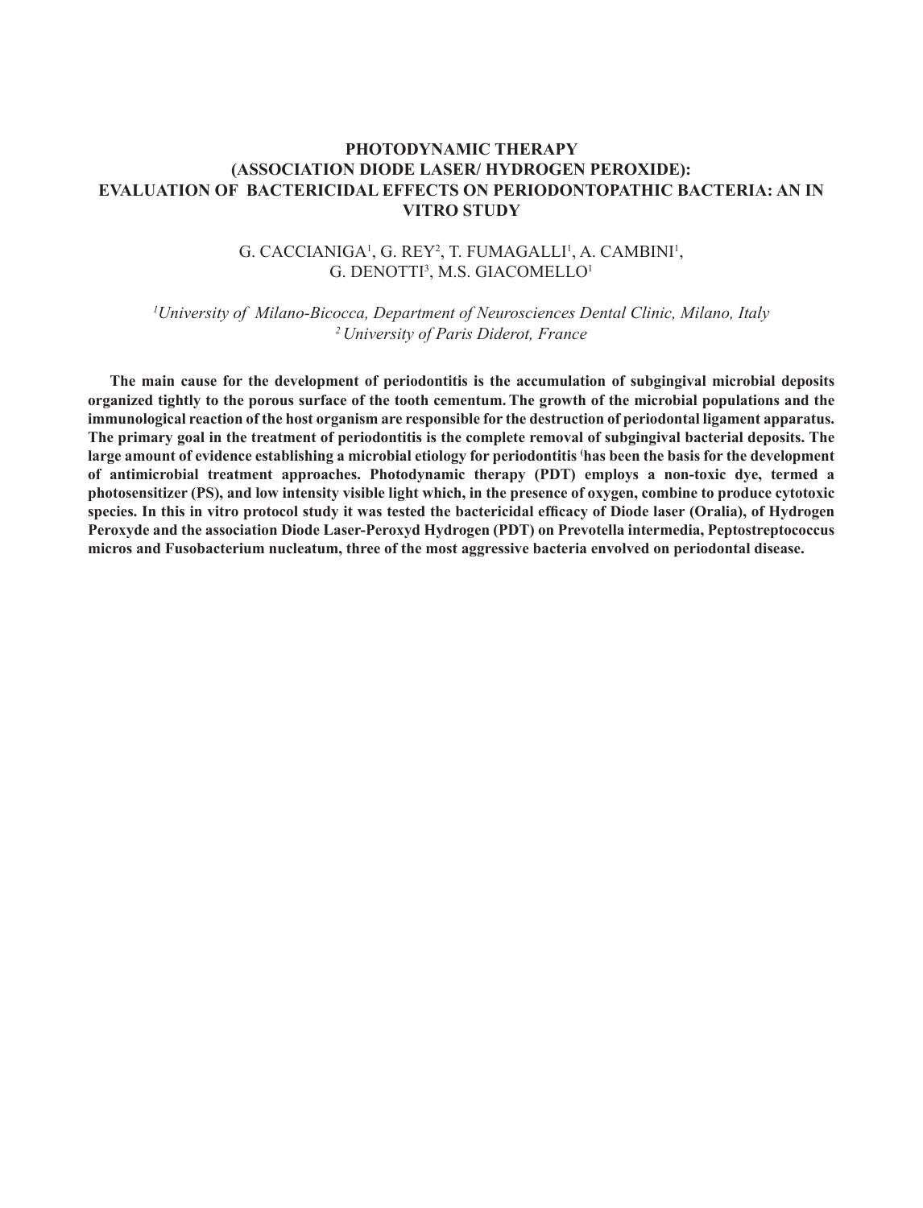# PHOTODYNAMIC THERAPY (ASSOCIATION DIODE LASER/ HYDROGEN PEROXIDE): EVALUATION OF BACTERICIDAL EFFECTS ON PERIODONTOPATHIC BACTERIA: AN IN VITRO STUDY

G. CACCIANIGA[1], G. REY[2], T. FUMAGALLI[1], A. CAMBINI[1], G. DENOTTI[3], M.S. GIACOMELLO[1]

*[1]University of Milano-Bicocca, Department of Neurosciences Dental Clinic, Milano, Italy*
*[2] University of Paris Diderot, France*

**The main cause for the development of periodontitis is the accumulation of subgingival microbial deposits organized tightly to the porous surface of the tooth cementum. The growth of the microbial populations and the immunological reaction of the host organism are responsible for the destruction of periodontal ligament apparatus. The primary goal in the treatment of periodontitis is the complete removal of subgingival bacterial deposits. The large amount of evidence establishing a microbial etiology for periodontitis (has been the basis for the development of antimicrobial treatment approaches. Photodynamic therapy (PDT) employs a non-toxic dye, termed a photosensitizer (PS), and low intensity visible light which, in the presence of oxygen, combine to produce cytotoxic species. In this in vitro protocol study it was tested the bactericidal efficacy of Diode laser (Oralia), of Hydrogen Peroxyde and the association Diode Laser-Peroxyd Hydrogen (PDT) on Prevotella intermedia, Peptostreptococcus micros and Fusobacterium nucleatum, three of the most aggressive bacteria envolved on periodontal disease.**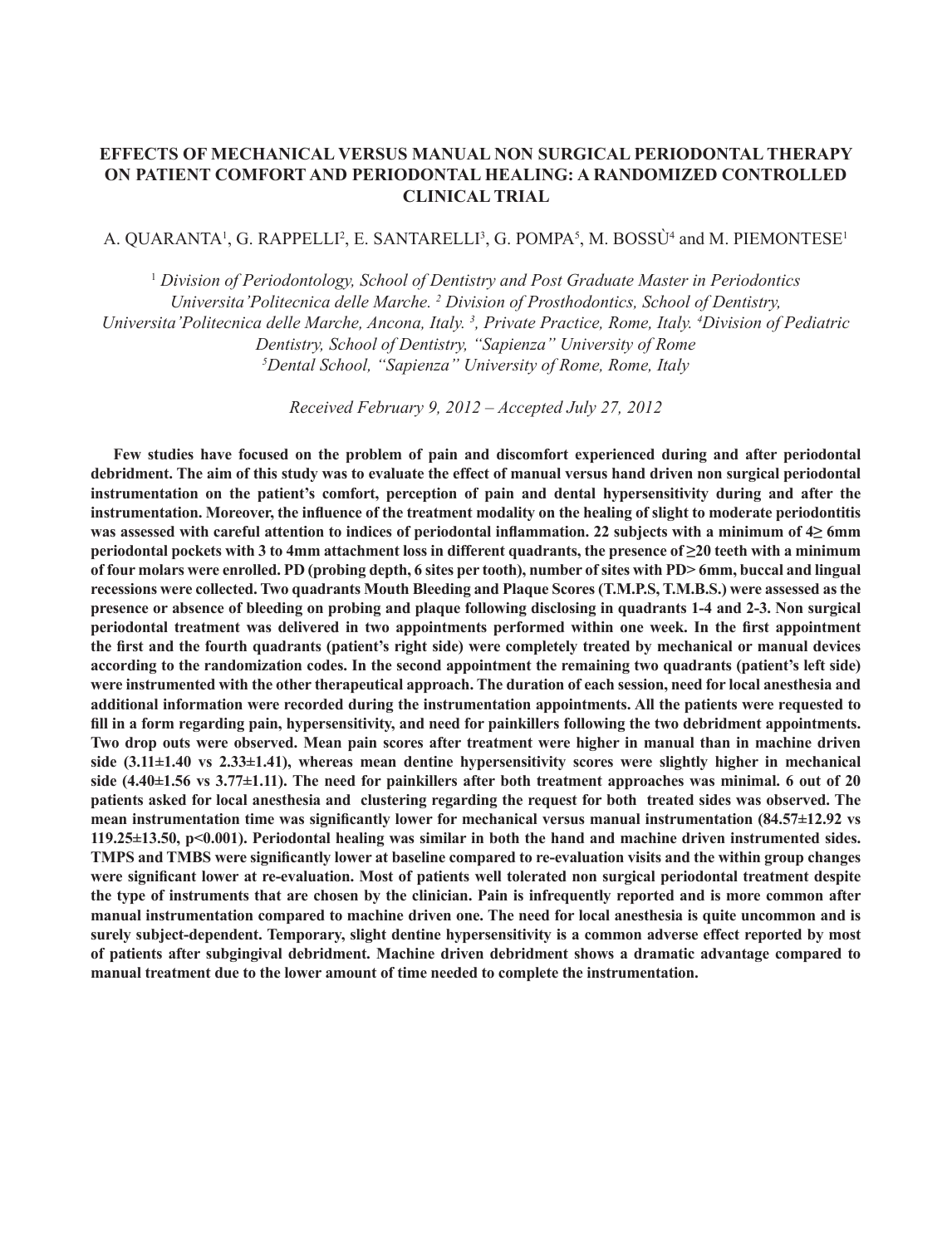# EFFECTS OF MECHANICAL VERSUS MANUAL NON SURGICAL PERIODONTAL THERAPY ON PATIENT COMFORT AND PERIODONTAL HEALING: A RANDOMIZED CONTROLLED CLINICAL TRIAL

A. QUARANTA[1], G. RAPPELLI[2], E. SANTARELLI[3], G. POMPA[5], M. BOSSÙ[4] and M. PIEMONTESE[1]

[1] *Division of Periodontology, School of Dentistry and Post Graduate Master in Periodontics Universita'Politecnica delle Marche.* [2] *Division of Prosthodontics, School of Dentistry, Universita'Politecnica delle Marche, Ancona, Italy.* [3], *Private Practice, Rome, Italy.* [4]*Division of Pediatric Dentistry, School of Dentistry, "Sapienza" University of Rome* [5]*Dental School, "Sapienza" University of Rome, Rome, Italy*

*Received February 9, 2012 – Accepted July 27, 2012*

**Few studies have focused on the problem of pain and discomfort experienced during and after periodontal debridment. The aim of this study was to evaluate the effect of manual versus hand driven non surgical periodontal instrumentation on the patient's comfort, perception of pain and dental hypersensitivity during and after the instrumentation. Moreover, the influence of the treatment modality on the healing of slight to moderate periodontitis was assessed with careful attention to indices of periodontal inflammation. 22 subjects with a minimum of 4≥ 6mm periodontal pockets with 3 to 4mm attachment loss in different quadrants, the presence of ≥20 teeth with a minimum of four molars were enrolled. PD (probing depth, 6 sites per tooth), number of sites with PD> 6mm, buccal and lingual recessions were collected. Two quadrants Mouth Bleeding and Plaque Scores (T.M.P.S, T.M.B.S.) were assessed as the presence or absence of bleeding on probing and plaque following disclosing in quadrants 1-4 and 2-3. Non surgical periodontal treatment was delivered in two appointments performed within one week. In the first appointment the first and the fourth quadrants (patient's right side) were completely treated by mechanical or manual devices according to the randomization codes. In the second appointment the remaining two quadrants (patient's left side) were instrumented with the other therapeutical approach. The duration of each session, need for local anesthesia and additional information were recorded during the instrumentation appointments. All the patients were requested to fill in a form regarding pain, hypersensitivity, and need for painkillers following the two debridment appointments. Two drop outs were observed. Mean pain scores after treatment were higher in manual than in machine driven side (3.11±1.40 vs 2.33±1.41), whereas mean dentine hypersensitivity scores were slightly higher in mechanical side (4.40±1.56 vs 3.77±1.11). The need for painkillers after both treatment approaches was minimal. 6 out of 20 patients asked for local anesthesia and clustering regarding the request for both treated sides was observed. The mean instrumentation time was significantly lower for mechanical versus manual instrumentation (84.57±12.92 vs 119.25±13.50, p<0.001). Periodontal healing was similar in both the hand and machine driven instrumented sides. TMPS and TMBS were significantly lower at baseline compared to re-evaluation visits and the within group changes were significant lower at re-evaluation. Most of patients well tolerated non surgical periodontal treatment despite the type of instruments that are chosen by the clinician. Pain is infrequently reported and is more common after manual instrumentation compared to machine driven one. The need for local anesthesia is quite uncommon and is surely subject-dependent. Temporary, slight dentine hypersensitivity is a common adverse effect reported by most of patients after subgingival debridment. Machine driven debridment shows a dramatic advantage compared to manual treatment due to the lower amount of time needed to complete the instrumentation.**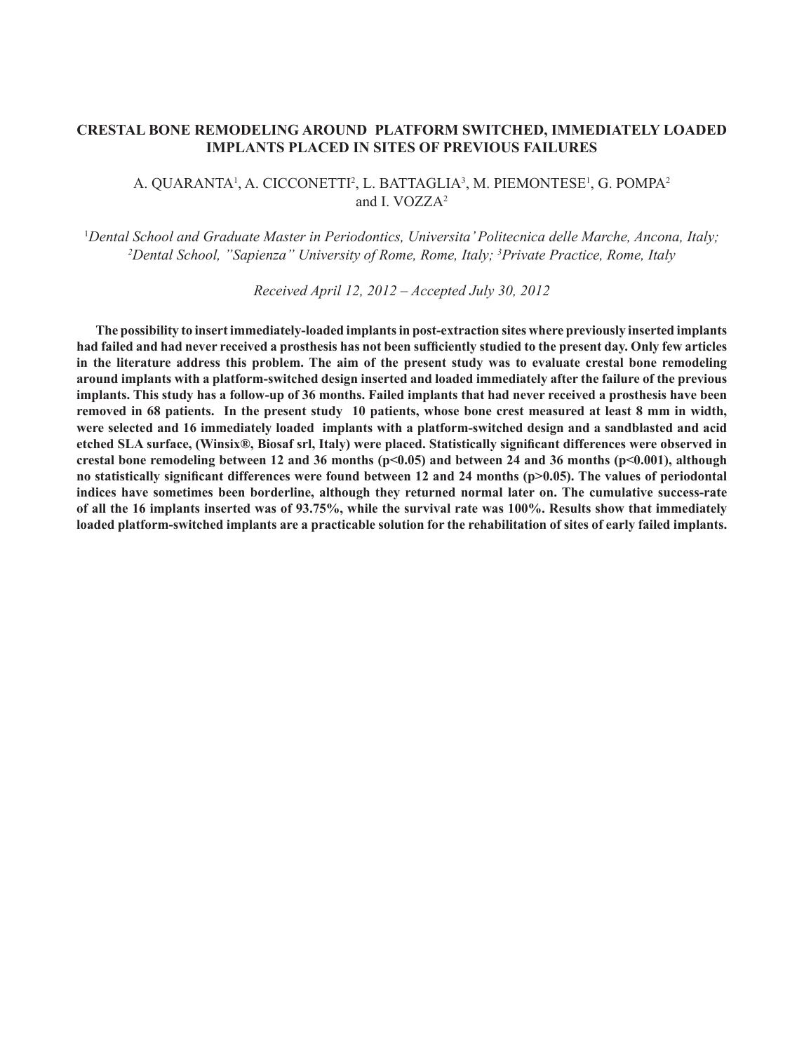# CRESTAL BONE REMODELING AROUND PLATFORM SWITCHED, IMMEDIATELY LOADED IMPLANTS PLACED IN SITES OF PREVIOUS FAILURES

A. QUARANTA[1], A. CICCONETTI[2], L. BATTAGLIA[3], M. PIEMONTESE[1], G. POMPA[2] and I. VOZZA[2]

[1]*Dental School and Graduate Master in Periodontics, Universita' Politecnica delle Marche, Ancona, Italy;* [2]*Dental School, "Sapienza" University of Rome, Rome, Italy;* [3]*Private Practice, Rome, Italy*

*Received April 12, 2012 – Accepted July 30, 2012*

**The possibility to insert immediately-loaded implants in post-extraction sites where previously inserted implants had failed and had never received a prosthesis has not been sufficiently studied to the present day. Only few articles in the literature address this problem. The aim of the present study was to evaluate crestal bone remodeling around implants with a platform-switched design inserted and loaded immediately after the failure of the previous implants. This study has a follow-up of 36 months. Failed implants that had never received a prosthesis have been removed in 68 patients. In the present study 10 patients, whose bone crest measured at least 8 mm in width, were selected and 16 immediately loaded implants with a platform-switched design and a sandblasted and acid etched SLA surface, (Winsix®, Biosaf srl, Italy) were placed. Statistically significant differences were observed in crestal bone remodeling between 12 and 36 months ($p<0.05$) and between 24 and 36 months ($p<0.001$), although no statistically significant differences were found between 12 and 24 months ($p>0.05$). The values of periodontal indices have sometimes been borderline, although they returned normal later on. The cumulative success-rate of all the 16 implants inserted was of 93.75%, while the survival rate was 100%. Results show that immediately loaded platform-switched implants are a practicable solution for the rehabilitation of sites of early failed implants.**